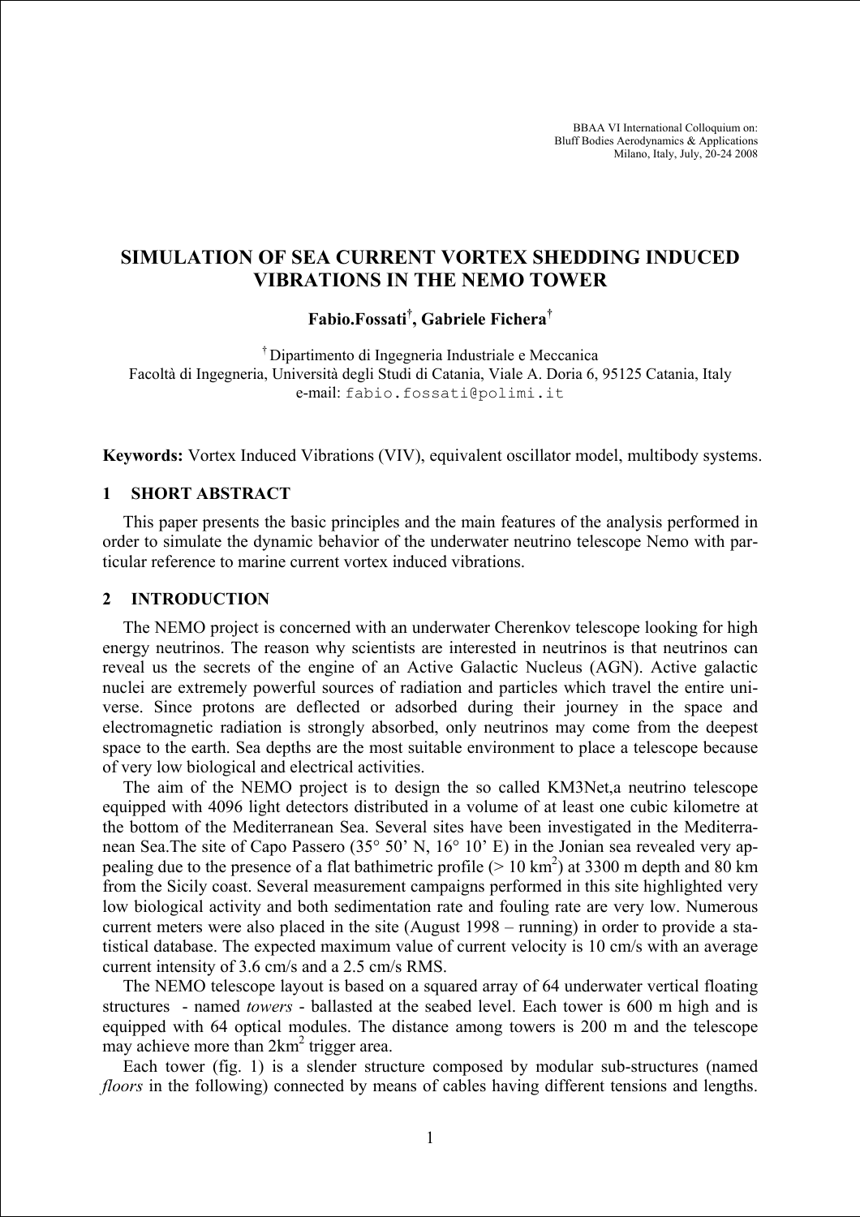BBAA VI International Colloquium on:
Bluff Bodies Aerodynamics & Applications
Milano, Italy, July, 20-24 2008

# SIMULATION OF SEA CURRENT VORTEX SHEDDING INDUCED VIBRATIONS IN THE NEMO TOWER

**Fabio.Fossati[†], Gabriele Fichera[†]**

[†] Dipartimento di Ingegneria Industriale e Meccanica
Facoltà di Ingegneria, Università degli Studi di Catania, Viale A. Doria 6, 95125 Catania, Italy
e-mail: fabio.fossati@polimi.it

**Keywords:** Vortex Induced Vibrations (VIV), equivalent oscillator model, multibody systems.

## 1 SHORT ABSTRACT

This paper presents the basic principles and the main features of the analysis performed in order to simulate the dynamic behavior of the underwater neutrino telescope Nemo with particular reference to marine current vortex induced vibrations.

## 2 INTRODUCTION

The NEMO project is concerned with an underwater Cherenkov telescope looking for high energy neutrinos. The reason why scientists are interested in neutrinos is that neutrinos can reveal us the secrets of the engine of an Active Galactic Nucleus (AGN). Active galactic nuclei are extremely powerful sources of radiation and particles which travel the entire universe. Since protons are deflected or adsorbed during their journey in the space and electromagnetic radiation is strongly absorbed, only neutrinos may come from the deepest space to the earth. Sea depths are the most suitable environment to place a telescope because of very low biological and electrical activities.

The aim of the NEMO project is to design the so called KM3Net,a neutrino telescope equipped with 4096 light detectors distributed in a volume of at least one cubic kilometre at the bottom of the Mediterranean Sea. Several sites have been investigated in the Mediterranean Sea.The site of Capo Passero (35° 50' N, 16° 10' E) in the Jonian sea revealed very appealing due to the presence of a flat bathimetric profile (> 10 km$^2$) at 3300 m depth and 80 km from the Sicily coast. Several measurement campaigns performed in this site highlighted very low biological activity and both sedimentation rate and fouling rate are very low. Numerous current meters were also placed in the site (August 1998 – running) in order to provide a statistical database. The expected maximum value of current velocity is 10 cm/s with an average current intensity of 3.6 cm/s and a 2.5 cm/s RMS.

The NEMO telescope layout is based on a squared array of 64 underwater vertical floating structures - named *towers* - ballasted at the seabed level. Each tower is 600 m high and is equipped with 64 optical modules. The distance among towers is 200 m and the telescope may achieve more than 2km$^2$ trigger area.

Each tower (fig. 1) is a slender structure composed by modular sub-structures (named *floors* in the following) connected by means of cables having different tensions and lengths.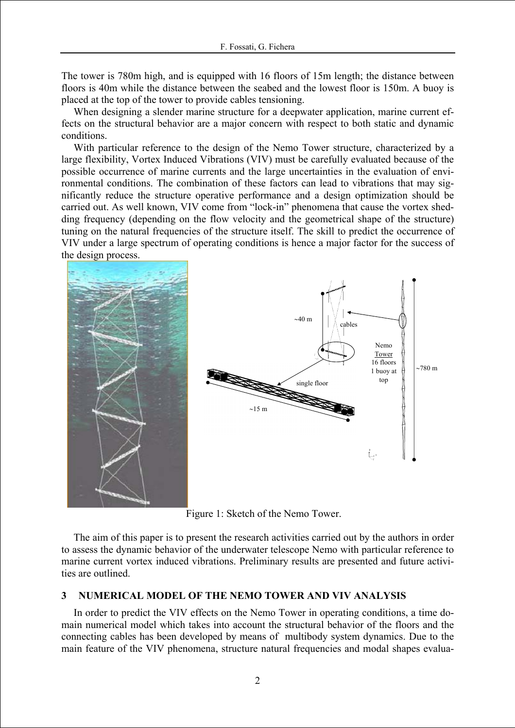The tower is 780m high, and is equipped with 16 floors of 15m length; the distance between floors is 40m while the distance between the seabed and the lowest floor is 150m. A buoy is placed at the top of the tower to provide cables tensioning.

When designing a slender marine structure for a deepwater application, marine current effects on the structural behavior are a major concern with respect to both static and dynamic conditions.

With particular reference to the design of the Nemo Tower structure, characterized by a large flexibility, Vortex Induced Vibrations (VIV) must be carefully evaluated because of the possible occurrence of marine currents and the large uncertainties in the evaluation of environmental conditions. The combination of these factors can lead to vibrations that may significantly reduce the structure operative performance and a design optimization should be carried out. As well known, VIV come from "lock-in" phenomena that cause the vortex shedding frequency (depending on the flow velocity and the geometrical shape of the structure) tuning on the natural frequencies of the structure itself. The skill to predict the occurrence of VIV under a large spectrum of operating conditions is hence a major factor for the success of the design process.

Figure 1: Sketch of the Nemo Tower.

The aim of this paper is to present the research activities carried out by the authors in order to assess the dynamic behavior of the underwater telescope Nemo with particular reference to marine current vortex induced vibrations. Preliminary results are presented and future activities are outlined.

## 3 NUMERICAL MODEL OF THE NEMO TOWER AND VIV ANALYSIS

In order to predict the VIV effects on the Nemo Tower in operating conditions, a time domain numerical model which takes into account the structural behavior of the floors and the connecting cables has been developed by means of multibody system dynamics. Due to the main feature of the VIV phenomena, structure natural frequencies and modal shapes evalua-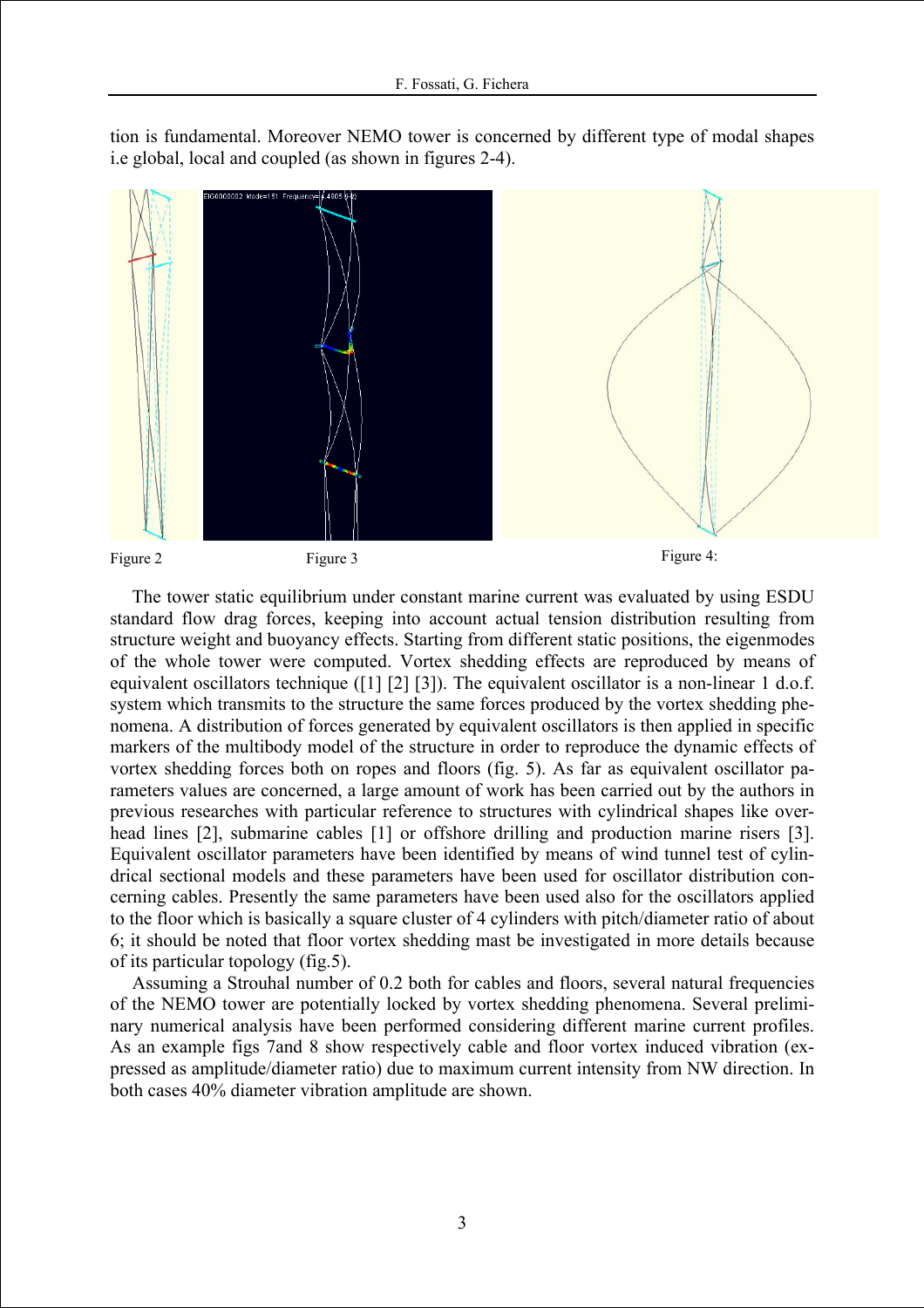tion is fundamental. Moreover NEMO tower is concerned by different type of modal shapes i.e global, local and coupled (as shown in figures 2-4).

Figure 2 Figure 3 Figure 4:

The tower static equilibrium under constant marine current was evaluated by using ESDU standard flow drag forces, keeping into account actual tension distribution resulting from structure weight and buoyancy effects. Starting from different static positions, the eigenmodes of the whole tower were computed. Vortex shedding effects are reproduced by means of equivalent oscillators technique ([1] [2] [3]). The equivalent oscillator is a non-linear 1 d.o.f. system which transmits to the structure the same forces produced by the vortex shedding phenomena. A distribution of forces generated by equivalent oscillators is then applied in specific markers of the multibody model of the structure in order to reproduce the dynamic effects of vortex shedding forces both on ropes and floors (fig. 5). As far as equivalent oscillator parameters values are concerned, a large amount of work has been carried out by the authors in previous researches with particular reference to structures with cylindrical shapes like overhead lines [2], submarine cables [1] or offshore drilling and production marine risers [3]. Equivalent oscillator parameters have been identified by means of wind tunnel test of cylindrical sectional models and these parameters have been used for oscillator distribution concerning cables. Presently the same parameters have been used also for the oscillators applied to the floor which is basically a square cluster of 4 cylinders with pitch/diameter ratio of about 6; it should be noted that floor vortex shedding mast be investigated in more details because of its particular topology (fig.5).

Assuming a Strouhal number of 0.2 both for cables and floors, several natural frequencies of the NEMO tower are potentially locked by vortex shedding phenomena. Several preliminary numerical analysis have been performed considering different marine current profiles. As an example figs 7and 8 show respectively cable and floor vortex induced vibration (expressed as amplitude/diameter ratio) due to maximum current intensity from NW direction. In both cases 40% diameter vibration amplitude are shown.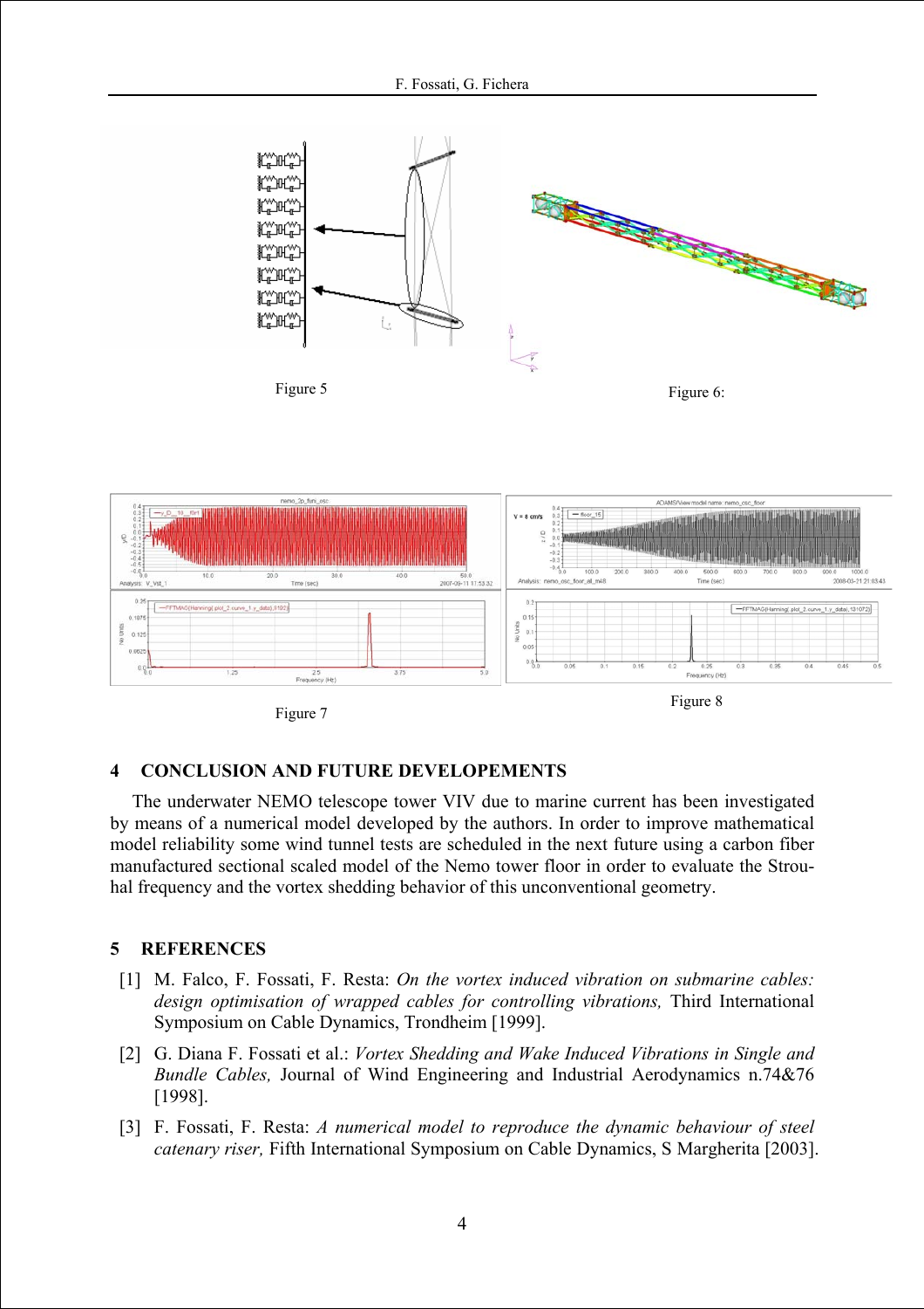Figure 5

Figure 6:

Figure 7

Figure 8

## 4 CONCLUSION AND FUTURE DEVELOPEMENTS

The underwater NEMO telescope tower VIV due to marine current has been investigated by means of a numerical model developed by the authors. In order to improve mathematical model reliability some wind tunnel tests are scheduled in the next future using a carbon fiber manufactured sectional scaled model of the Nemo tower floor in order to evaluate the Strouhal frequency and the vortex shedding behavior of this unconventional geometry.

## 5 REFERENCES

[1] M. Falco, F. Fossati, F. Resta: *On the vortex induced vibration on submarine cables: design optimisation of wrapped cables for controlling vibrations,* Third International Symposium on Cable Dynamics, Trondheim [1999].

[2] G. Diana F. Fossati et al.: *Vortex Shedding and Wake Induced Vibrations in Single and Bundle Cables,* Journal of Wind Engineering and Industrial Aerodynamics n.74&76 [1998].

[3] F. Fossati, F. Resta: *A numerical model to reproduce the dynamic behaviour of steel catenary riser,* Fifth International Symposium on Cable Dynamics, S Margherita [2003].